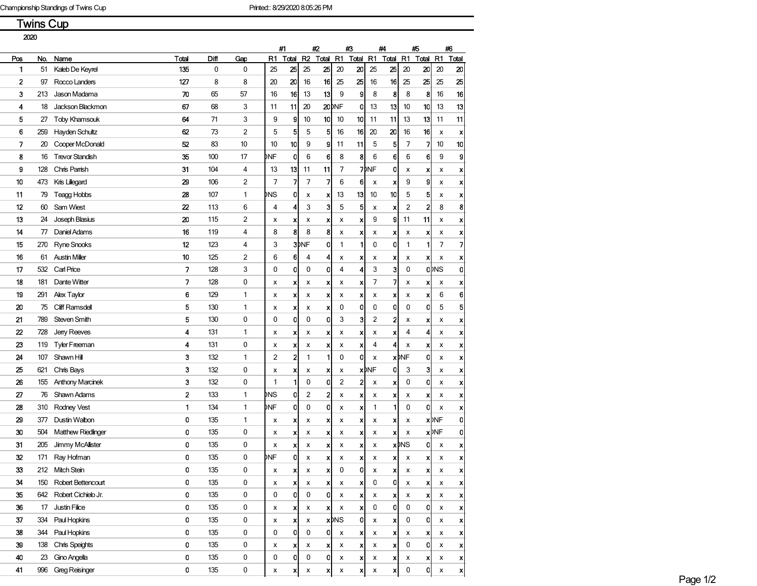# Twins Cup

2020

| Pos | No. | Name | Total | Diff | Gap | #1 R1 | #1 Total | #2 R2 | #2 Total | #3 R1 | #3 Total | #4 R1 | #4 Total | #5 R1 | #5 Total | #6 R1 | #6 Total |
|---|---|---|---|---|---|---|---|---|---|---|---|---|---|---|---|---|---|
| 1 | 51 | Kaleb De Keyrel | 135 | 0 | 0 | 25 | 25 | 25 | 25 | 20 | 20 | 25 | 25 | 20 | 20 | 20 | 20 |
| 2 | 97 | Rocco Landers | 127 | 8 | 8 | 20 | 20 | 16 | 16 | 25 | 25 | 16 | 16 | 25 | 25 | 25 | 25 |
| 3 | 213 | Jason Madama | 70 | 65 | 57 | 16 | 16 | 13 | 13 | 9 | 9 | 8 | 8 | 8 | 8 | 16 | 16 |
| 4 | 18 | Jackson Blackmon | 67 | 68 | 3 | 11 | 11 | 20 | 20 | DNF | 0 | 13 | 13 | 10 | 10 | 13 | 13 |
| 5 | 27 | Toby Khamsouk | 64 | 71 | 3 | 9 | 9 | 10 | 10 | 10 | 10 | 11 | 11 | 13 | 13 | 11 | 11 |
| 6 | 259 | Hayden Schultz | 62 | 73 | 2 | 5 | 5 | 5 | 5 | 16 | 16 | 20 | 20 | 16 | 16 | x | x |
| 7 | 20 | Cooper McDonald | 52 | 83 | 10 | 10 | 10 | 9 | 9 | 11 | 11 | 5 | 5 | 7 | 7 | 10 | 10 |
| 8 | 16 | Trevor Standish | 35 | 100 | 17 | DNF | 0 | 6 | 6 | 8 | 8 | 6 | 6 | 6 | 6 | 9 | 9 |
| 9 | 128 | Chris Parrish | 31 | 104 | 4 | 13 | 13 | 11 | 11 | 7 | 7 | DNF | 0 | x | x | x | x |
| 10 | 473 | Kris Lillegard | 29 | 106 | 2 | 7 | 7 | 7 | 7 | 6 | 6 | x | x | 9 | 9 | x | x |
| 11 | 79 | Teagg Hobbs | 28 | 107 | 1 | DNS | 0 | x | x | 13 | 13 | 10 | 10 | 5 | 5 | x | x |
| 12 | 60 | Sam Wiest | 22 | 113 | 6 | 4 | 4 | 3 | 3 | 5 | 5 | x | x | 2 | 2 | 8 | 8 |
| 13 | 24 | Joseph Blasius | 20 | 115 | 2 | x | x | x | x | x | x | 9 | 9 | 11 | 11 | x | x |
| 14 | 77 | Daniel Adams | 16 | 119 | 4 | 8 | 8 | 8 | 8 | x | x | x | x | x | x | x | x |
| 15 | 270 | Ryne Snooks | 12 | 123 | 4 | 3 | 3 | DNF | 0 | 1 | 1 | 0 | 0 | 1 | 1 | 7 | 7 |
| 16 | 61 | Austin Miller | 10 | 125 | 2 | 6 | 6 | 4 | 4 | x | x | x | x | x | x | x | x |
| 17 | 532 | Carl Price | 7 | 128 | 3 | 0 | 0 | 0 | 0 | 4 | 4 | 3 | 3 | 0 | 0 | DNS | 0 |
| 18 | 181 | Dante Witter | 7 | 128 | 0 | x | x | x | x | x | x | 7 | 7 | x | x | x | x |
| 19 | 291 | Alex Taylor | 6 | 129 | 1 | x | x | x | x | x | x | x | x | x | x | 6 | 6 |
| 20 | 75 | Cliff Ramsdell | 5 | 130 | 1 | x | x | x | x | 0 | 0 | 0 | 0 | 0 | 0 | 5 | 5 |
| 21 | 789 | Steven Smith | 5 | 130 | 0 | 0 | 0 | 0 | 0 | 3 | 3 | 2 | 2 | x | x | x | x |
| 22 | 728 | Jerry Reeves | 4 | 131 | 1 | x | x | x | x | x | x | x | x | 4 | 4 | x | x |
| 23 | 119 | Tyler Freeman | 4 | 131 | 0 | x | x | x | x | x | x | 4 | 4 | x | x | x | x |
| 24 | 107 | Shawn Hill | 3 | 132 | 1 | 2 | 2 | 1 | 1 | 0 | 0 | x | x | DNF | 0 | x | x |
| 25 | 621 | Chris Bays | 3 | 132 | 0 | x | x | x | x | x | x | DNF | 0 | 3 | 3 | x | x |
| 26 | 155 | Anthony Marcinek | 3 | 132 | 0 | 1 | 1 | 0 | 0 | 2 | 2 | x | x | 0 | 0 | x | x |
| 27 | 76 | Shawn Adams | 2 | 133 | 1 | DNS | 0 | 2 | 2 | x | x | x | x | x | x | x | x |
| 28 | 310 | Rodney Vest | 1 | 134 | 1 | DNF | 0 | 0 | 0 | x | x | 1 | 1 | 0 | 0 | x | x |
| 29 | 377 | Dustin Walbon | 0 | 135 | 1 | x | x | x | x | x | x | x | x | x | x | DNF | 0 |
| 30 | 504 | Matthew Riedlinger | 0 | 135 | 0 | x | x | x | x | x | x | x | x | x | x | DNF | 0 |
| 31 | 205 | Jimmy McAllister | 0 | 135 | 0 | x | x | x | x | x | x | x | x | DNS | 0 | x | x |
| 32 | 171 | Ray Hofman | 0 | 135 | 0 | DNF | 0 | x | x | x | x | x | x | x | x | x | x |
| 33 | 212 | Mitch Stein | 0 | 135 | 0 | x | x | x | x | 0 | 0 | x | x | x | x | x | x |
| 34 | 150 | Robert Bettencourt | 0 | 135 | 0 | x | x | x | x | x | x | 0 | 0 | x | x | x | x |
| 35 | 642 | Robert Cichielo Jr. | 0 | 135 | 0 | 0 | 0 | 0 | 0 | x | x | x | x | x | x | x | x |
| 36 | 17 | Justin Filice | 0 | 135 | 0 | x | x | x | x | x | x | 0 | 0 | 0 | 0 | x | x |
| 37 | 334 | Paul Hopkins | 0 | 135 | 0 | x | x | x | x | DNS | 0 | x | x | 0 | 0 | x | x |
| 38 | 344 | Paul Hopkins | 0 | 135 | 0 | 0 | 0 | 0 | 0 | x | x | x | x | x | x | x | x |
| 39 | 138 | Chris Speights | 0 | 135 | 0 | x | x | x | x | x | x | x | x | 0 | 0 | x | x |
| 40 | 23 | Gino Angella | 0 | 135 | 0 | 0 | 0 | 0 | 0 | x | x | x | x | x | x | x | x |
| 41 | 996 | Greg Reisinger | 0 | 135 | 0 | x | x | x | x | x | x | x | x | 0 | 0 | x | x |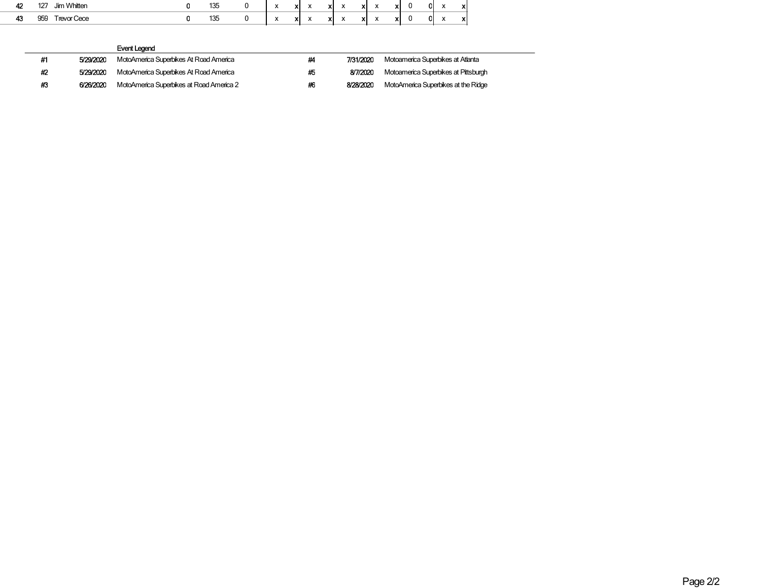| | | | | | | | | | | | | | | | | | | |
|---|---|---|---|---|---|---|---|---|---|---|---|---|---|---|---|---|---|---|
| 42 | 127 | Jim Whitten | 0 | 135 | 0 | x | x | x | x | x | x | x | x | 0 | 0 | x | x |
| 43 | 959 | Trevor Cece | 0 | 135 | 0 | x | x | x | x | x | x | x | x | 0 | 0 | x | x |

**Event Legend**

| | | | | | |
|---|---|---|---|---|---|
| #1 | 5/29/2020 | MotoAmerica Superbikes At Road America | #4 | 7/31/2020 | Motoamerica Superbikes at Atlanta |
| #2 | 5/29/2020 | MotoAmerica Superbikes At Road America | #5 | 8/7/2020 | Motoamerica Superbikes at Pittsburgh |
| #3 | 6/26/2020 | MotoAmerica Superbikes at Road America 2 | #6 | 8/28/2020 | MotoAmerica Superbikes at the Ridge |